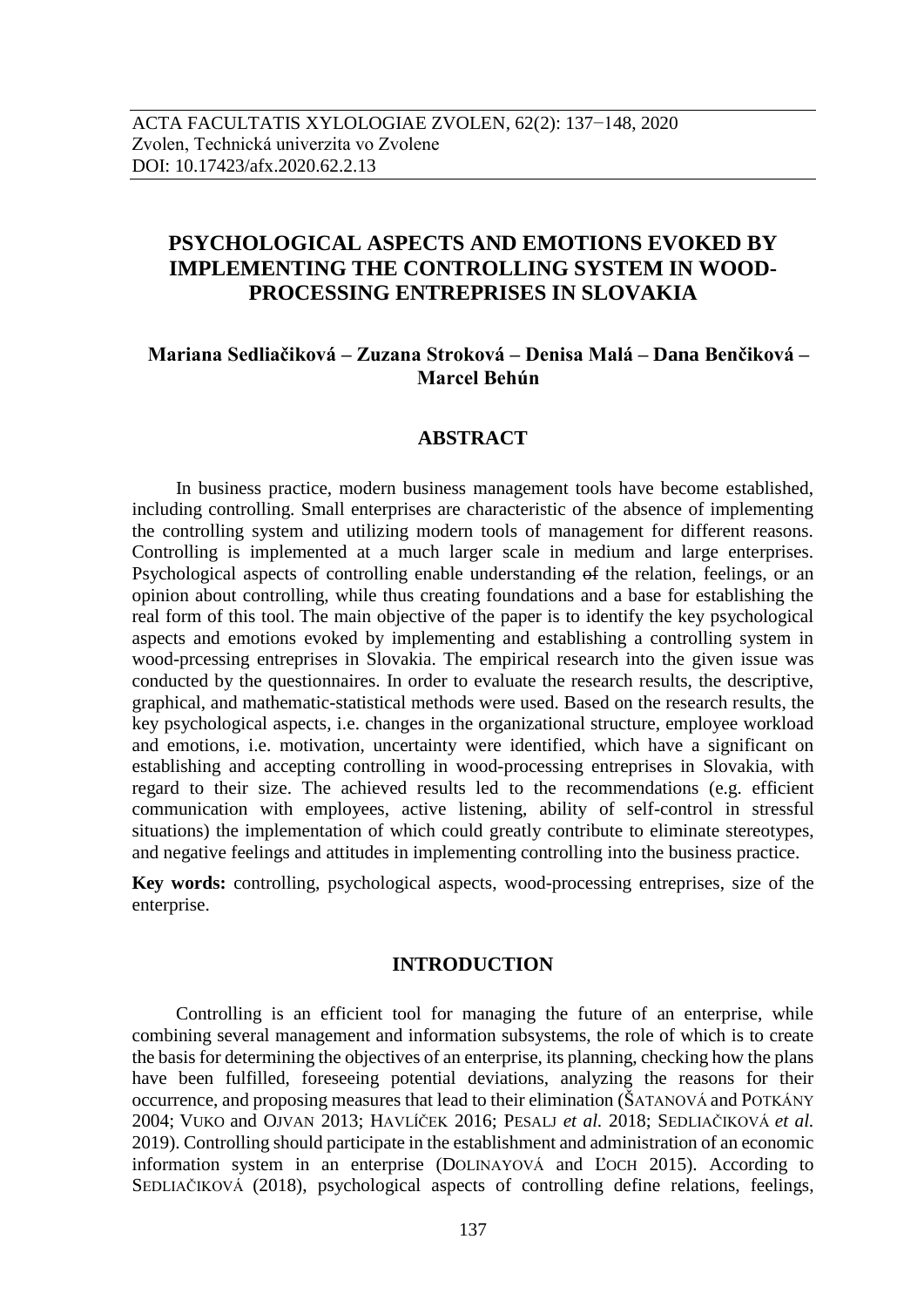ACTA FACULTATIS XYLOLOGIAE ZVOLEN, 62(2): 137−148, 2020
Zvolen, Technická univerzita vo Zvolene
DOI: 10.17423/afx.2020.62.2.13

# PSYCHOLOGICAL ASPECTS AND EMOTIONS EVOKED BY IMPLEMENTING THE CONTROLLING SYSTEM IN WOOD-PROCESSING ENTREPRISES IN SLOVAKIA

**Mariana Sedliačiková – Zuzana Stroková – Denisa Malá – Dana Benčiková – Marcel Behún**

## ABSTRACT

In business practice, modern business management tools have become established, including controlling. Small enterprises are characteristic of the absence of implementing the controlling system and utilizing modern tools of management for different reasons. Controlling is implemented at a much larger scale in medium and large enterprises. Psychological aspects of controlling enable understanding ~~of~~ the relation, feelings, or an opinion about controlling, while thus creating foundations and a base for establishing the real form of this tool. The main objective of the paper is to identify the key psychological aspects and emotions evoked by implementing and establishing a controlling system in wood-prcessing entreprises in Slovakia. The empirical research into the given issue was conducted by the questionnaires. In order to evaluate the research results, the descriptive, graphical, and mathematic-statistical methods were used. Based on the research results, the key psychological aspects, i.e. changes in the organizational structure, employee workload and emotions, i.e. motivation, uncertainty were identified, which have a significant on establishing and accepting controlling in wood-processing entreprises in Slovakia, with regard to their size. The achieved results led to the recommendations (e.g. efficient communication with employees, active listening, ability of self-control in stressful situations) the implementation of which could greatly contribute to eliminate stereotypes, and negative feelings and attitudes in implementing controlling into the business practice.

**Key words:** controlling, psychological aspects, wood-processing entreprises, size of the enterprise.

## INTRODUCTION

Controlling is an efficient tool for managing the future of an enterprise, while combining several management and information subsystems, the role of which is to create the basis for determining the objectives of an enterprise, its planning, checking how the plans have been fulfilled, foreseeing potential deviations, analyzing the reasons for their occurrence, and proposing measures that lead to their elimination (ŠATANOVÁ and POTKÁNY 2004; VUKO and OJVAN 2013; HAVLÍČEK 2016; PESALJ *et al.* 2018; SEDLIAČIKOVÁ *et al.* 2019). Controlling should participate in the establishment and administration of an economic information system in an enterprise (DOLINAYOVÁ and ĽOCH 2015). According to SEDLIAČIKOVÁ (2018), psychological aspects of controlling define relations, feelings,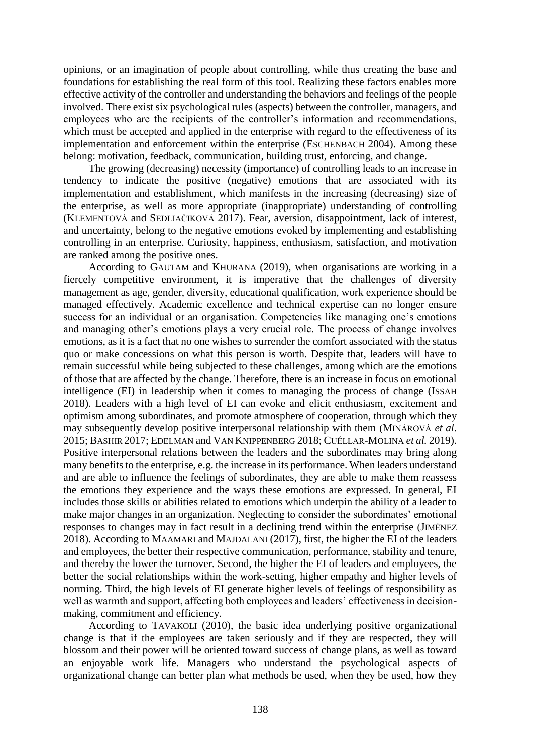opinions, or an imagination of people about controlling, while thus creating the base and foundations for establishing the real form of this tool. Realizing these factors enables more effective activity of the controller and understanding the behaviors and feelings of the people involved. There exist six psychological rules (aspects) between the controller, managers, and employees who are the recipients of the controller's information and recommendations, which must be accepted and applied in the enterprise with regard to the effectiveness of its implementation and enforcement within the enterprise (ESCHENBACH 2004). Among these belong: motivation, feedback, communication, building trust, enforcing, and change.

The growing (decreasing) necessity (importance) of controlling leads to an increase in tendency to indicate the positive (negative) emotions that are associated with its implementation and establishment, which manifests in the increasing (decreasing) size of the enterprise, as well as more appropriate (inappropriate) understanding of controlling (KLEMENTOVÁ and SEDLIAČIKOVÁ 2017). Fear, aversion, disappointment, lack of interest, and uncertainty, belong to the negative emotions evoked by implementing and establishing controlling in an enterprise. Curiosity, happiness, enthusiasm, satisfaction, and motivation are ranked among the positive ones.

According to GAUTAM and KHURANA (2019), when organisations are working in a fiercely competitive environment, it is imperative that the challenges of diversity management as age, gender, diversity, educational qualification, work experience should be managed effectively. Academic excellence and technical expertise can no longer ensure success for an individual or an organisation. Competencies like managing one's emotions and managing other's emotions plays a very crucial role. The process of change involves emotions, as it is a fact that no one wishes to surrender the comfort associated with the status quo or make concessions on what this person is worth. Despite that, leaders will have to remain successful while being subjected to these challenges, among which are the emotions of those that are affected by the change. Therefore, there is an increase in focus on emotional intelligence (EI) in leadership when it comes to managing the process of change (ISSAH 2018). Leaders with a high level of EI can evoke and elicit enthusiasm, excitement and optimism among subordinates, and promote atmosphere of cooperation, through which they may subsequently develop positive interpersonal relationship with them (MINÁROVÁ *et al*. 2015; BASHIR 2017; EDELMAN and VAN KNIPPENBERG 2018; CUÉLLAR-MOLINA *et al.* 2019). Positive interpersonal relations between the leaders and the subordinates may bring along many benefits to the enterprise, e.g. the increase in its performance. When leaders understand and are able to influence the feelings of subordinates, they are able to make them reassess the emotions they experience and the ways these emotions are expressed. In general, EI includes those skills or abilities related to emotions which underpin the ability of a leader to make major changes in an organization. Neglecting to consider the subordinates' emotional responses to changes may in fact result in a declining trend within the enterprise (JIMÉNEZ 2018). According to MAAMARI and MAJDALANI (2017), first, the higher the EI of the leaders and employees, the better their respective communication, performance, stability and tenure, and thereby the lower the turnover. Second, the higher the EI of leaders and employees, the better the social relationships within the work-setting, higher empathy and higher levels of norming. Third, the high levels of EI generate higher levels of feelings of responsibility as well as warmth and support, affecting both employees and leaders' effectiveness in decision-making, commitment and efficiency.

According to TAVAKOLI (2010), the basic idea underlying positive organizational change is that if the employees are taken seriously and if they are respected, they will blossom and their power will be oriented toward success of change plans, as well as toward an enjoyable work life. Managers who understand the psychological aspects of organizational change can better plan what methods be used, when they be used, how they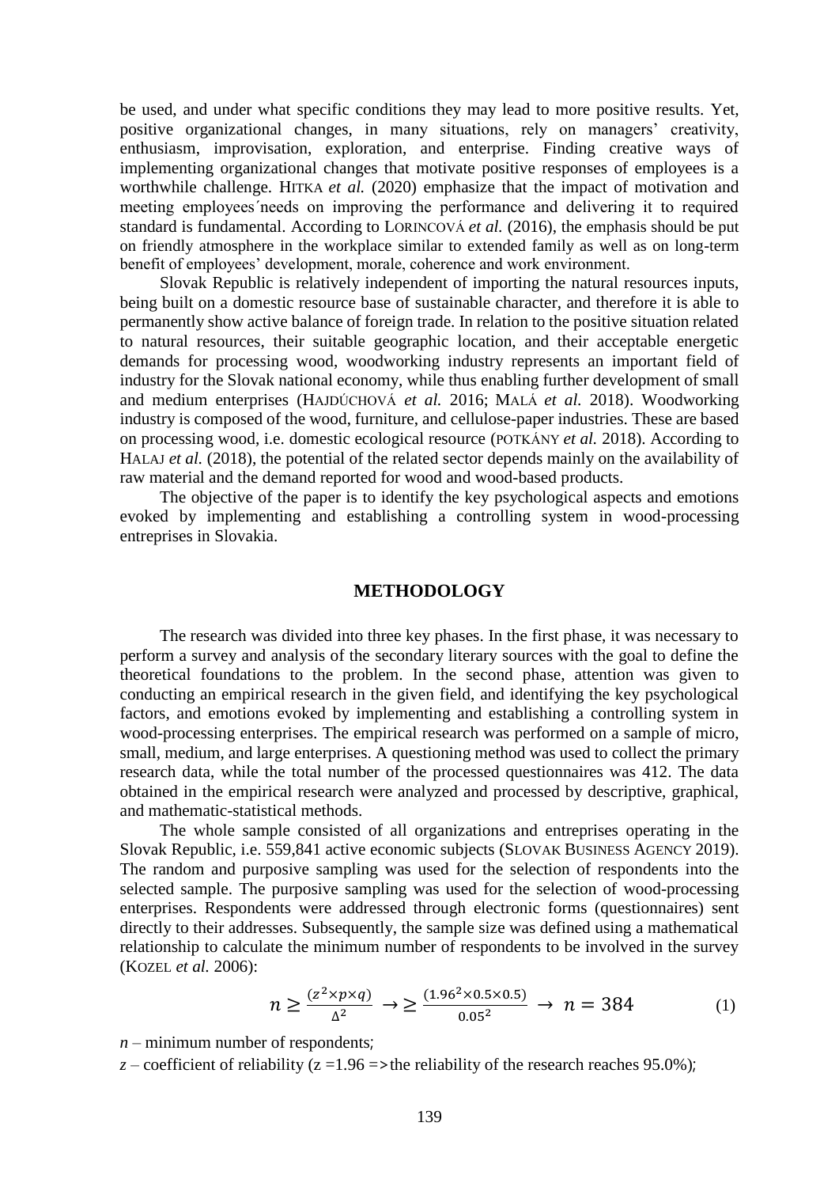be used, and under what specific conditions they may lead to more positive results. Yet, positive organizational changes, in many situations, rely on managers' creativity, enthusiasm, improvisation, exploration, and enterprise. Finding creative ways of implementing organizational changes that motivate positive responses of employees is a worthwhile challenge. HITKA *et al.* (2020) emphasize that the impact of motivation and meeting employees´needs on improving the performance and delivering it to required standard is fundamental. According to LORINCOVÁ *et al.* (2016), the emphasis should be put on friendly atmosphere in the workplace similar to extended family as well as on long-term benefit of employees' development, morale, coherence and work environment.

Slovak Republic is relatively independent of importing the natural resources inputs, being built on a domestic resource base of sustainable character, and therefore it is able to permanently show active balance of foreign trade. In relation to the positive situation related to natural resources, their suitable geographic location, and their acceptable energetic demands for processing wood, woodworking industry represents an important field of industry for the Slovak national economy, while thus enabling further development of small and medium enterprises (HAJDÚCHOVÁ *et al.* 2016; MALÁ *et al.* 2018). Woodworking industry is composed of the wood, furniture, and cellulose-paper industries. These are based on processing wood, i.e. domestic ecological resource (POTKÁNY *et al.* 2018). According to HALAJ *et al.* (2018), the potential of the related sector depends mainly on the availability of raw material and the demand reported for wood and wood-based products.

The objective of the paper is to identify the key psychological aspects and emotions evoked by implementing and establishing a controlling system in wood-processing entreprises in Slovakia.

## METHODOLOGY

The research was divided into three key phases. In the first phase, it was necessary to perform a survey and analysis of the secondary literary sources with the goal to define the theoretical foundations to the problem. In the second phase, attention was given to conducting an empirical research in the given field, and identifying the key psychological factors, and emotions evoked by implementing and establishing a controlling system in wood-processing enterprises. The empirical research was performed on a sample of micro, small, medium, and large enterprises. A questioning method was used to collect the primary research data, while the total number of the processed questionnaires was 412. The data obtained in the empirical research were analyzed and processed by descriptive, graphical, and mathematic-statistical methods.

The whole sample consisted of all organizations and entreprises operating in the Slovak Republic, i.e. 559,841 active economic subjects (SLOVAK BUSINESS AGENCY 2019). The random and purposive sampling was used for the selection of respondents into the selected sample. The purposive sampling was used for the selection of wood-processing enterprises. Respondents were addressed through electronic forms (questionnaires) sent directly to their addresses. Subsequently, the sample size was defined using a mathematical relationship to calculate the minimum number of respondents to be involved in the survey (KOZEL *et al.* 2006):

$$n \geq \frac{(z^2 \times p \times q)}{\Delta^2} \rightarrow \geq \frac{(1.96^2 \times 0.5 \times 0.5)}{0.05^2} \rightarrow n = 384 \qquad (1)$$

$n$ – minimum number of respondents;

$z$ – coefficient of reliability ($z = 1.96 \Rightarrow$ the reliability of the research reaches 95.0%);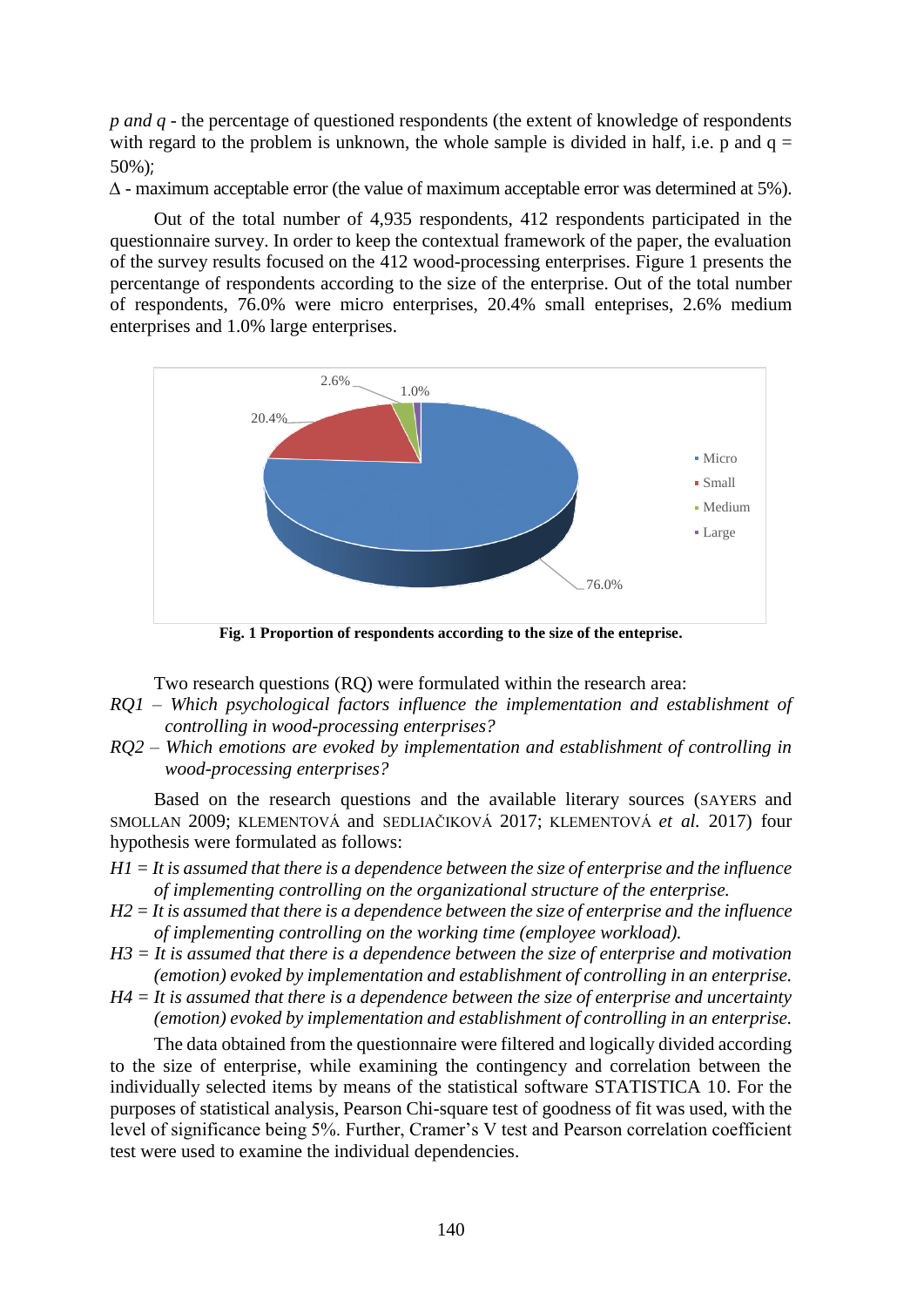*p and q* - the percentage of questioned respondents (the extent of knowledge of respondents with regard to the problem is unknown, the whole sample is divided in half, i.e. p and q = 50%);

$\Delta$ - maximum acceptable error (the value of maximum acceptable error was determined at 5%).

Out of the total number of 4,935 respondents, 412 respondents participated in the questionnaire survey. In order to keep the contextual framework of the paper, the evaluation of the survey results focused on the 412 wood-processing enterprises. Figure 1 presents the percentange of respondents according to the size of the enterprise. Out of the total number of respondents, 76.0% were micro enterprises, 20.4% small enteprises, 2.6% medium enterprises and 1.0% large enterprises.

**Fig. 1 Proportion of respondents according to the size of the enteprise.**

Two research questions (RQ) were formulated within the research area:

*RQ1 – Which psychological factors influence the implementation and establishment of controlling in wood-processing enterprises?*

*RQ2 – Which emotions are evoked by implementation and establishment of controlling in wood-processing enterprises?*

Based on the research questions and the available literary sources (SAYERS and SMOLLAN 2009; KLEMENTOVÁ and SEDLIAČIKOVÁ 2017; KLEMENTOVÁ *et al.* 2017) four hypothesis were formulated as follows:

*H1 = It is assumed that there is a dependence between the size of enterprise and the influence of implementing controlling on the organizational structure of the enterprise.*

*H2 = It is assumed that there is a dependence between the size of enterprise and the influence of implementing controlling on the working time (employee workload).*

*H3 = It is assumed that there is a dependence between the size of enterprise and motivation (emotion) evoked by implementation and establishment of controlling in an enterprise.*

*H4 = It is assumed that there is a dependence between the size of enterprise and uncertainty (emotion) evoked by implementation and establishment of controlling in an enterprise.*

The data obtained from the questionnaire were filtered and logically divided according to the size of enterprise, while examining the contingency and correlation between the individually selected items by means of the statistical software STATISTICA 10. For the purposes of statistical analysis, Pearson Chi-square test of goodness of fit was used, with the level of significance being 5%. Further, Cramer's V test and Pearson correlation coefficient test were used to examine the individual dependencies.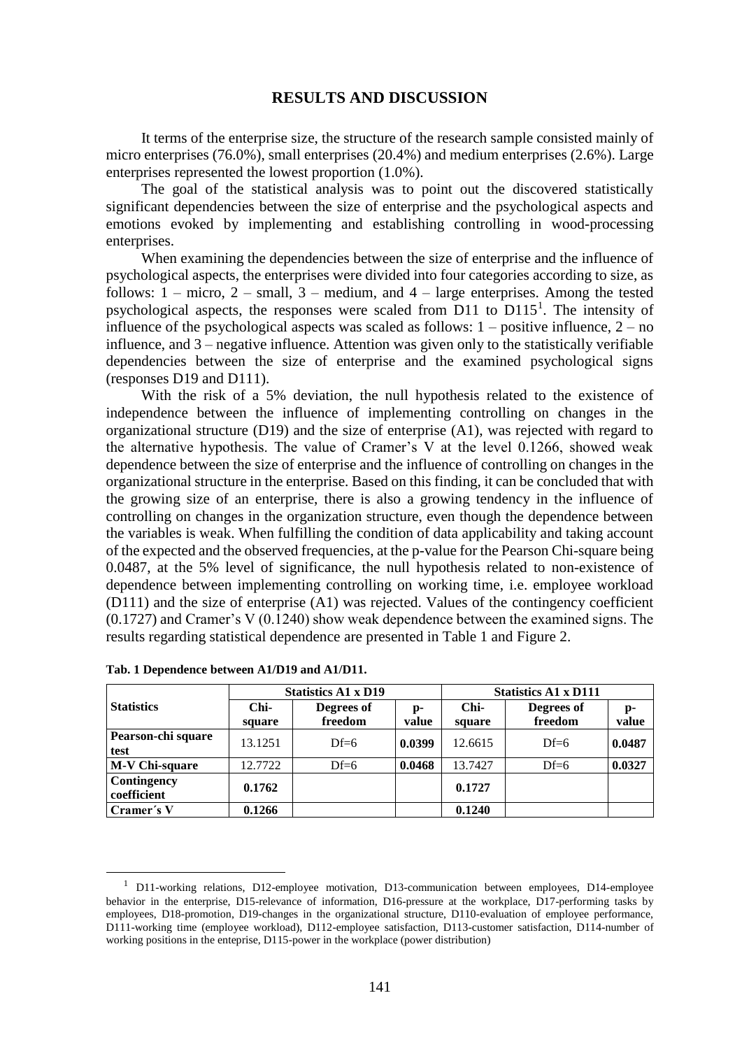## RESULTS AND DISCUSSION

It terms of the enterprise size, the structure of the research sample consisted mainly of micro enterprises (76.0%), small enterprises (20.4%) and medium enterprises (2.6%). Large enterprises represented the lowest proportion (1.0%).

The goal of the statistical analysis was to point out the discovered statistically significant dependencies between the size of enterprise and the psychological aspects and emotions evoked by implementing and establishing controlling in wood-processing enterprises.

When examining the dependencies between the size of enterprise and the influence of psychological aspects, the enterprises were divided into four categories according to size, as follows: 1 – micro, 2 – small, 3 – medium, and 4 – large enterprises. Among the tested psychological aspects, the responses were scaled from D11 to D115[1]. The intensity of influence of the psychological aspects was scaled as follows: 1 – positive influence, 2 – no influence, and 3 – negative influence. Attention was given only to the statistically verifiable dependencies between the size of enterprise and the examined psychological signs (responses D19 and D111).

With the risk of a 5% deviation, the null hypothesis related to the existence of independence between the influence of implementing controlling on changes in the organizational structure (D19) and the size of enterprise (A1), was rejected with regard to the alternative hypothesis. The value of Cramer's V at the level 0.1266, showed weak dependence between the size of enterprise and the influence of controlling on changes in the organizational structure in the enterprise. Based on this finding, it can be concluded that with the growing size of an enterprise, there is also a growing tendency in the influence of controlling on changes in the organization structure, even though the dependence between the variables is weak. When fulfilling the condition of data applicability and taking account of the expected and the observed frequencies, at the p-value for the Pearson Chi-square being 0.0487, at the 5% level of significance, the null hypothesis related to non-existence of dependence between implementing controlling on working time, i.e. employee workload (D111) and the size of enterprise (A1) was rejected. Values of the contingency coefficient (0.1727) and Cramer's V (0.1240) show weak dependence between the examined signs. The results regarding statistical dependence are presented in Table 1 and Figure 2.

**Tab. 1 Dependence between A1/D19 and A1/D11.**

| Statistics | Statistics A1 x D19 | | | Statistics A1 x D111 | | |
|---|---|---|---|---|---|---|
| | Chi-square | Degrees of freedom | p-value | Chi-square | Degrees of freedom | p-value |
| **Pearson-chi square test** | 13.1251 | Df=6 | **0.0399** | 12.6615 | Df=6 | **0.0487** |
| **M-V Chi-square** | 12.7722 | Df=6 | **0.0468** | 13.7427 | Df=6 | **0.0327** |
| **Contingency coefficient** | **0.1762** | | | **0.1727** | | |
| **Cramer´s V** | **0.1266** | | | **0.1240** | | |

[1] D11-working relations, D12-employee motivation, D13-communication between employees, D14-employee behavior in the enterprise, D15-relevance of information, D16-pressure at the workplace, D17-performing tasks by employees, D18-promotion, D19-changes in the organizational structure, D110-evaluation of employee performance, D111-working time (employee workload), D112-employee satisfaction, D113-customer satisfaction, D114-number of working positions in the enteprise, D115-power in the workplace (power distribution)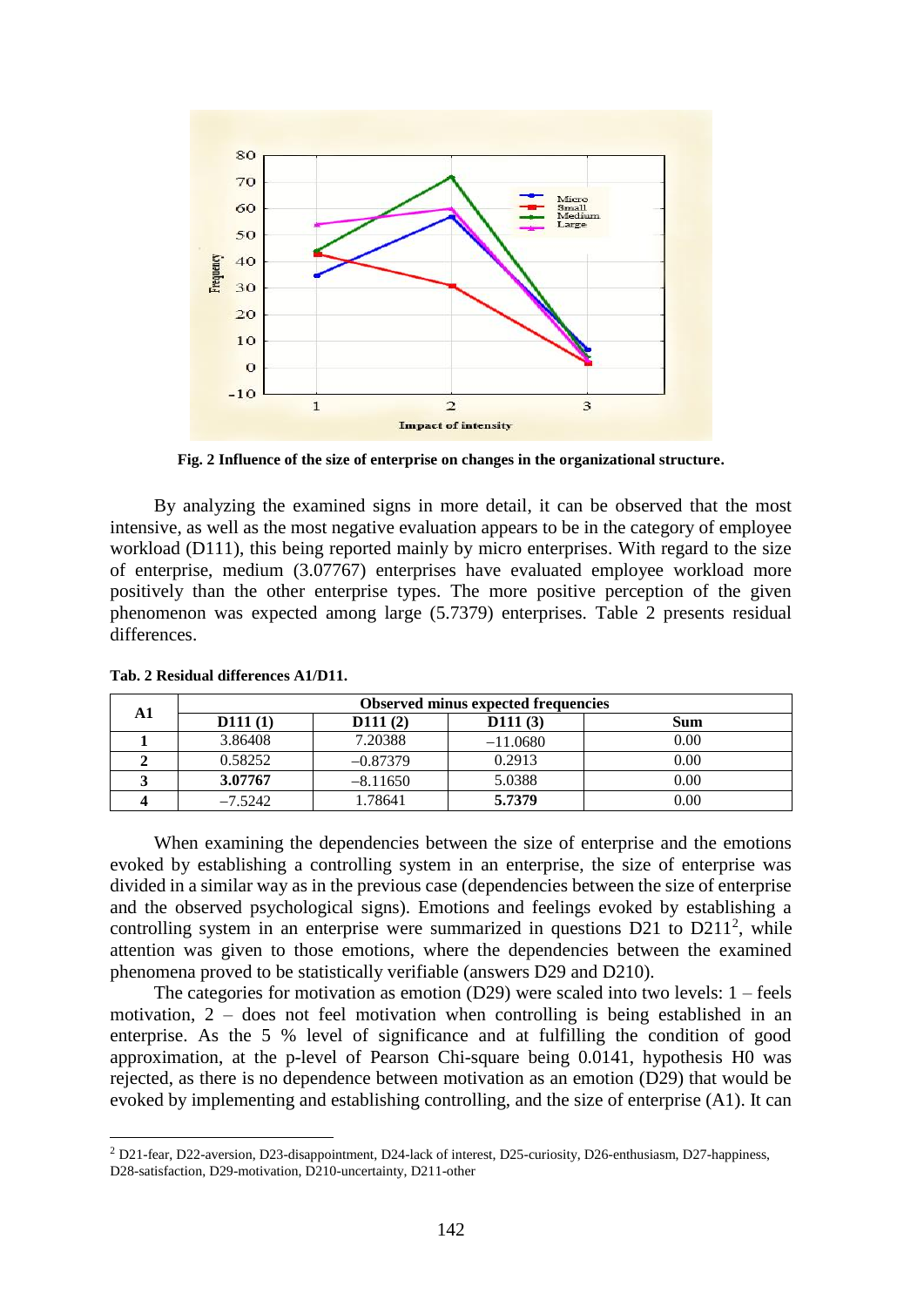Fig. 2 Influence of the size of enterprise on changes in the organizational structure.

By analyzing the examined signs in more detail, it can be observed that the most intensive, as well as the most negative evaluation appears to be in the category of employee workload (D111), this being reported mainly by micro enterprises. With regard to the size of enterprise, medium (3.07767) enterprises have evaluated employee workload more positively than the other enterprise types. The more positive perception of the given phenomenon was expected among large (5.7379) enterprises. Table 2 presents residual differences.

**Tab. 2 Residual differences A1/D11.**

| A1 | Observed minus expected frequencies | | | |
|---|---|---|---|---|
| | D111 (1) | D111 (2) | D111 (3) | Sum |
| **1** | 3.86408 | 7.20388 | −11.0680 | 0.00 |
| **2** | 0.58252 | −0.87379 | 0.2913 | 0.00 |
| **3** | **3.07767** | −8.11650 | 5.0388 | 0.00 |
| **4** | −7.5242 | 1.78641 | **5.7379** | 0.00 |

When examining the dependencies between the size of enterprise and the emotions evoked by establishing a controlling system in an enterprise, the size of enterprise was divided in a similar way as in the previous case (dependencies between the size of enterprise and the observed psychological signs). Emotions and feelings evoked by establishing a controlling system in an enterprise were summarized in questions D21 to D211[2], while attention was given to those emotions, where the dependencies between the examined phenomena proved to be statistically verifiable (answers D29 and D210).

The categories for motivation as emotion (D29) were scaled into two levels: 1 – feels motivation, 2 – does not feel motivation when controlling is being established in an enterprise. As the 5 % level of significance and at fulfilling the condition of good approximation, at the p-level of Pearson Chi-square being 0.0141, hypothesis H0 was rejected, as there is no dependence between motivation as an emotion (D29) that would be evoked by implementing and establishing controlling, and the size of enterprise (A1). It can

[2] D21-fear, D22-aversion, D23-disappointment, D24-lack of interest, D25-curiosity, D26-enthusiasm, D27-happiness, D28-satisfaction, D29-motivation, D210-uncertainty, D211-other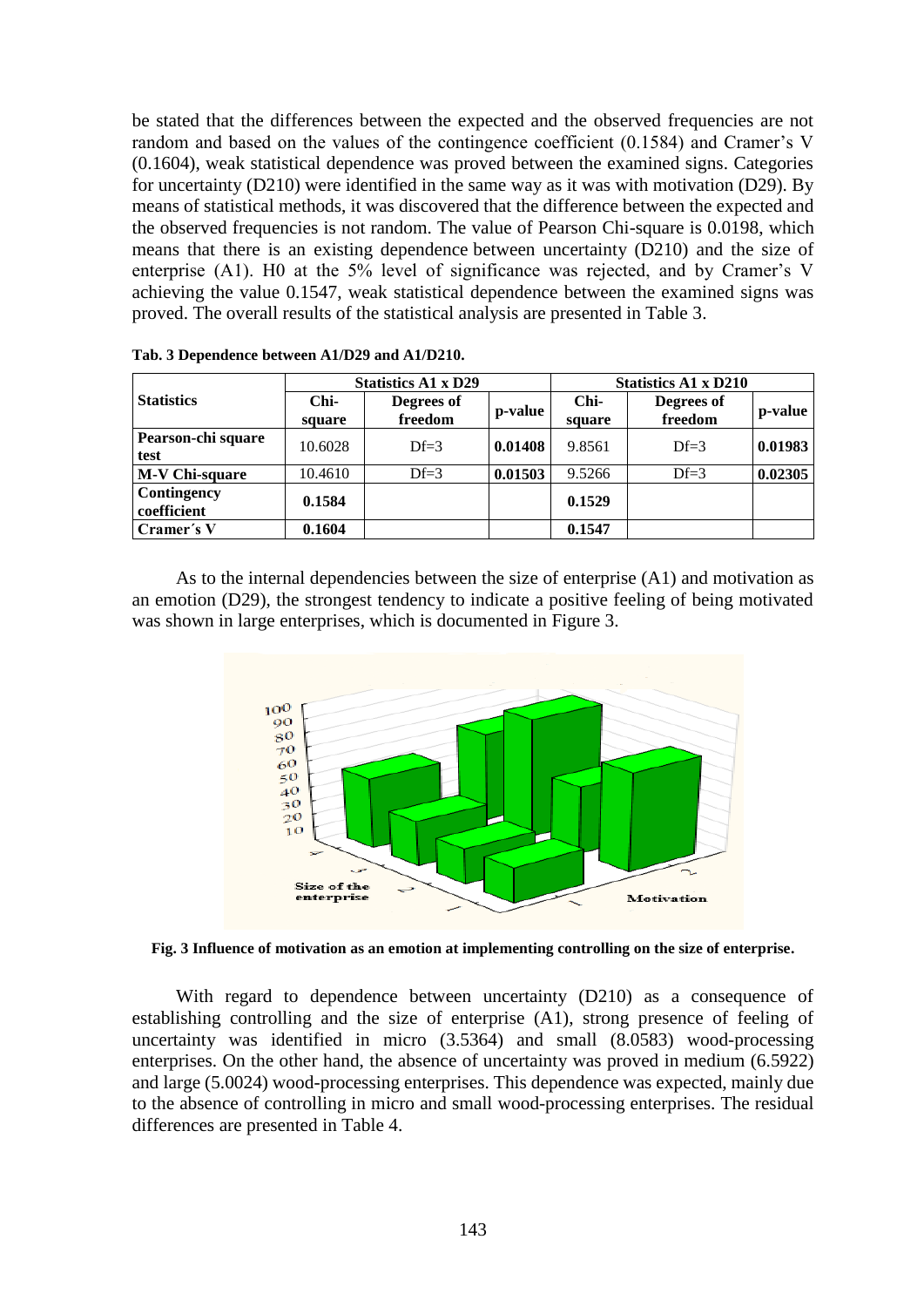be stated that the differences between the expected and the observed frequencies are not random and based on the values of the contingence coefficient (0.1584) and Cramer's V (0.1604), weak statistical dependence was proved between the examined signs. Categories for uncertainty (D210) were identified in the same way as it was with motivation (D29). By means of statistical methods, it was discovered that the difference between the expected and the observed frequencies is not random. The value of Pearson Chi-square is 0.0198, which means that there is an existing dependence between uncertainty (D210) and the size of enterprise (A1). H0 at the 5% level of significance was rejected, and by Cramer's V achieving the value 0.1547, weak statistical dependence between the examined signs was proved. The overall results of the statistical analysis are presented in Table 3.

**Tab. 3 Dependence between A1/D29 and A1/D210.**

| Statistics | Statistics A1 x D29 | | | Statistics A1 x D210 | | |
|---|---|---|---|---|---|---|
| | Chi-square | Degrees of freedom | p-value | Chi-square | Degrees of freedom | p-value |
| **Pearson-chi square test** | 10.6028 | Df=3 | **0.01408** | 9.8561 | Df=3 | **0.01983** |
| **M-V Chi-square** | 10.4610 | Df=3 | **0.01503** | 9.5266 | Df=3 | **0.02305** |
| **Contingency coefficient** | **0.1584** | | | **0.1529** | | |
| **Cramer´s V** | **0.1604** | | | **0.1547** | | |

As to the internal dependencies between the size of enterprise (A1) and motivation as an emotion (D29), the strongest tendency to indicate a positive feeling of being motivated was shown in large enterprises, which is documented in Figure 3.

**Fig. 3 Influence of motivation as an emotion at implementing controlling on the size of enterprise.**

With regard to dependence between uncertainty (D210) as a consequence of establishing controlling and the size of enterprise (A1), strong presence of feeling of uncertainty was identified in micro (3.5364) and small (8.0583) wood-processing enterprises. On the other hand, the absence of uncertainty was proved in medium (6.5922) and large (5.0024) wood-processing enterprises. This dependence was expected, mainly due to the absence of controlling in micro and small wood-processing enterprises. The residual differences are presented in Table 4.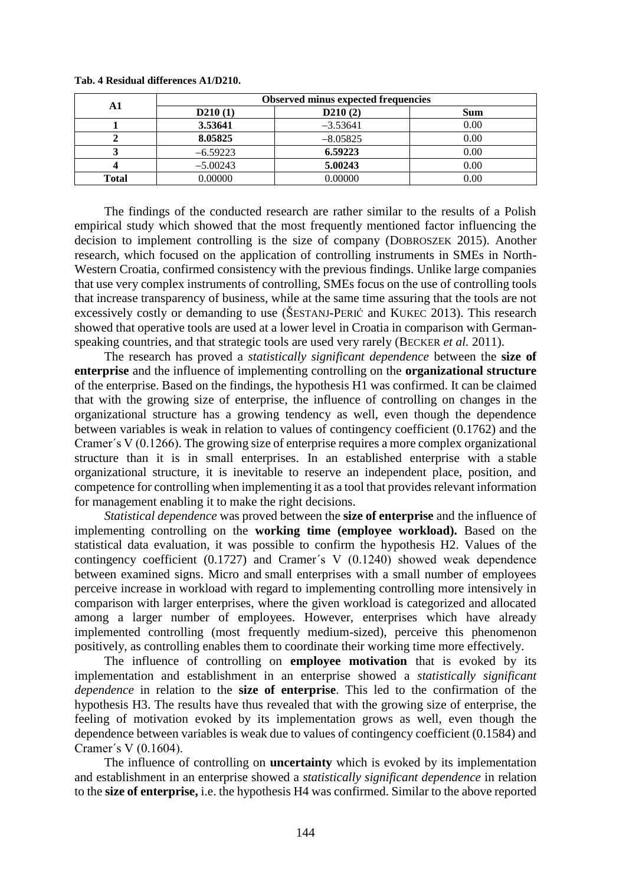**Tab. 4 Residual differences A1/D210.**

| A1 | Observed minus expected frequencies | | |
|---|---|---|---|
| | **D210 (1)** | **D210 (2)** | **Sum** |
| **1** | **3.53641** | −3.53641 | 0.00 |
| **2** | **8.05825** | −8.05825 | 0.00 |
| **3** | −6.59223 | **6.59223** | 0.00 |
| **4** | −5.00243 | **5.00243** | 0.00 |
| **Total** | 0.00000 | 0.00000 | 0.00 |

The findings of the conducted research are rather similar to the results of a Polish empirical study which showed that the most frequently mentioned factor influencing the decision to implement controlling is the size of company (DOBROSZEK 2015). Another research, which focused on the application of controlling instruments in SMEs in North-Western Croatia, confirmed consistency with the previous findings. Unlike large companies that use very complex instruments of controlling, SMEs focus on the use of controlling tools that increase transparency of business, while at the same time assuring that the tools are not excessively costly or demanding to use (ŠESTANJ-PERIĆ and KUKEC 2013). This research showed that operative tools are used at a lower level in Croatia in comparison with German-speaking countries, and that strategic tools are used very rarely (BECKER *et al.* 2011).

The research has proved a *statistically significant dependence* between the **size of enterprise** and the influence of implementing controlling on the **organizational structure** of the enterprise. Based on the findings, the hypothesis H1 was confirmed. It can be claimed that with the growing size of enterprise, the influence of controlling on changes in the organizational structure has a growing tendency as well, even though the dependence between variables is weak in relation to values of contingency coefficient (0.1762) and the Cramer´s V (0.1266). The growing size of enterprise requires a more complex organizational structure than it is in small enterprises. In an established enterprise with a stable organizational structure, it is inevitable to reserve an independent place, position, and competence for controlling when implementing it as a tool that provides relevant information for management enabling it to make the right decisions.

*Statistical dependence* was proved between the **size of enterprise** and the influence of implementing controlling on the **working time (employee workload).** Based on the statistical data evaluation, it was possible to confirm the hypothesis H2. Values of the contingency coefficient (0.1727) and Cramer´s V (0.1240) showed weak dependence between examined signs. Micro and small enterprises with a small number of employees perceive increase in workload with regard to implementing controlling more intensively in comparison with larger enterprises, where the given workload is categorized and allocated among a larger number of employees. However, enterprises which have already implemented controlling (most frequently medium-sized), perceive this phenomenon positively, as controlling enables them to coordinate their working time more effectively.

The influence of controlling on **employee motivation** that is evoked by its implementation and establishment in an enterprise showed a *statistically significant dependence* in relation to the **size of enterprise**. This led to the confirmation of the hypothesis H3. The results have thus revealed that with the growing size of enterprise, the feeling of motivation evoked by its implementation grows as well, even though the dependence between variables is weak due to values of contingency coefficient (0.1584) and Cramer´s V (0.1604).

The influence of controlling on **uncertainty** which is evoked by its implementation and establishment in an enterprise showed a *statistically significant dependence* in relation to the **size of enterprise,** i.e. the hypothesis H4 was confirmed. Similar to the above reported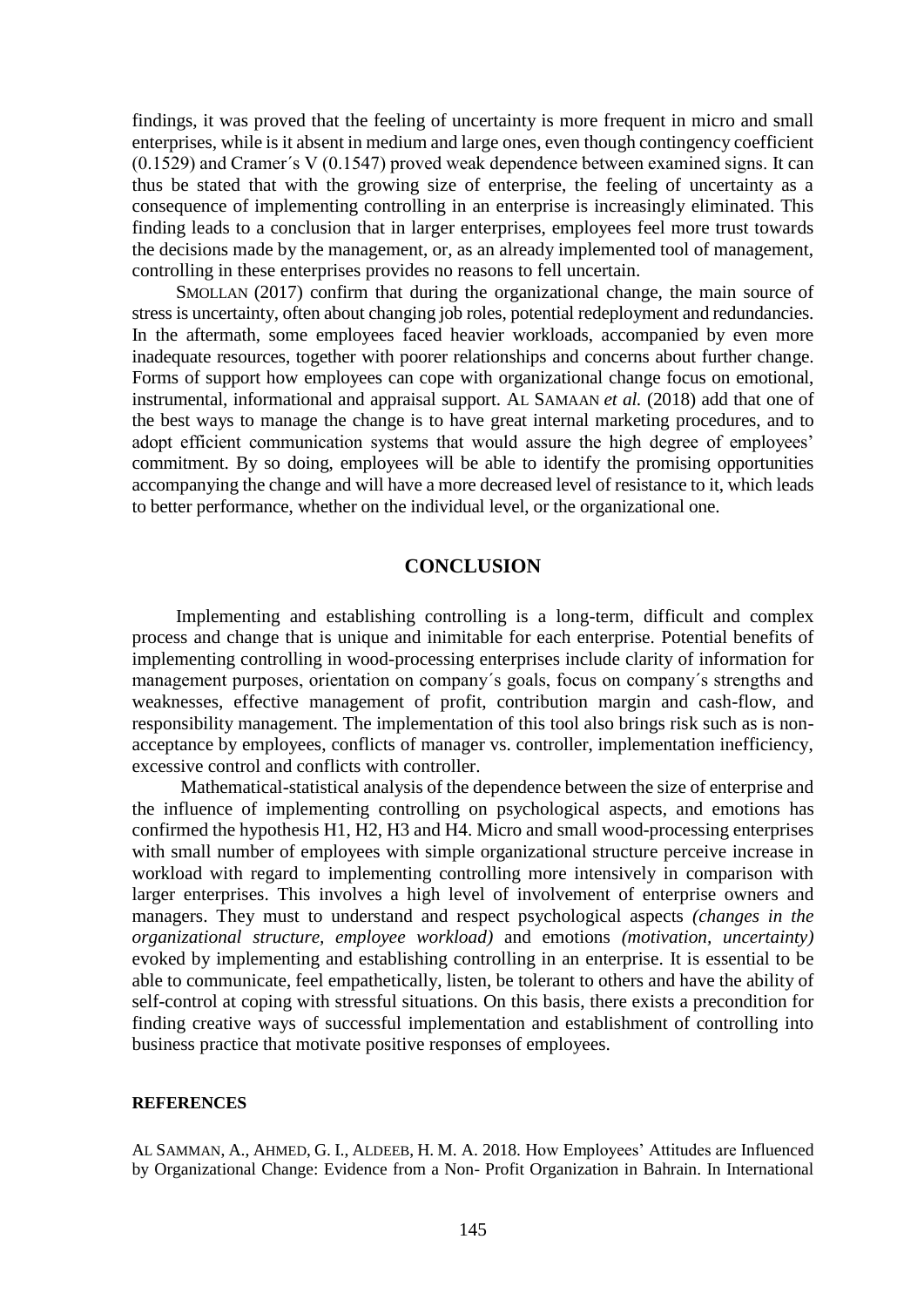findings, it was proved that the feeling of uncertainty is more frequent in micro and small enterprises, while is it absent in medium and large ones, even though contingency coefficient (0.1529) and Cramer´s V (0.1547) proved weak dependence between examined signs. It can thus be stated that with the growing size of enterprise, the feeling of uncertainty as a consequence of implementing controlling in an enterprise is increasingly eliminated. This finding leads to a conclusion that in larger enterprises, employees feel more trust towards the decisions made by the management, or, as an already implemented tool of management, controlling in these enterprises provides no reasons to fell uncertain.

SMOLLAN (2017) confirm that during the organizational change, the main source of stress is uncertainty, often about changing job roles, potential redeployment and redundancies. In the aftermath, some employees faced heavier workloads, accompanied by even more inadequate resources, together with poorer relationships and concerns about further change. Forms of support how employees can cope with organizational change focus on emotional, instrumental, informational and appraisal support. AL SAMAAN *et al.* (2018) add that one of the best ways to manage the change is to have great internal marketing procedures, and to adopt efficient communication systems that would assure the high degree of employees' commitment. By so doing, employees will be able to identify the promising opportunities accompanying the change and will have a more decreased level of resistance to it, which leads to better performance, whether on the individual level, or the organizational one.

## CONCLUSION

Implementing and establishing controlling is a long-term, difficult and complex process and change that is unique and inimitable for each enterprise. Potential benefits of implementing controlling in wood-processing enterprises include clarity of information for management purposes, orientation on company´s goals, focus on company´s strengths and weaknesses, effective management of profit, contribution margin and cash-flow, and responsibility management. The implementation of this tool also brings risk such as is non-acceptance by employees, conflicts of manager vs. controller, implementation inefficiency, excessive control and conflicts with controller.

Mathematical-statistical analysis of the dependence between the size of enterprise and the influence of implementing controlling on psychological aspects, and emotions has confirmed the hypothesis H1, H2, H3 and H4. Micro and small wood-processing enterprises with small number of employees with simple organizational structure perceive increase in workload with regard to implementing controlling more intensively in comparison with larger enterprises. This involves a high level of involvement of enterprise owners and managers. They must to understand and respect psychological aspects *(changes in the organizational structure, employee workload)* and emotions *(motivation, uncertainty)* evoked by implementing and establishing controlling in an enterprise. It is essential to be able to communicate, feel empathetically, listen, be tolerant to others and have the ability of self-control at coping with stressful situations. On this basis, there exists a precondition for finding creative ways of successful implementation and establishment of controlling into business practice that motivate positive responses of employees.

### REFERENCES

AL SAMMAN, A., AHMED, G. I., ALDEEB, H. M. A. 2018. How Employees' Attitudes are Influenced by Organizational Change: Evidence from a Non- Profit Organization in Bahrain. In International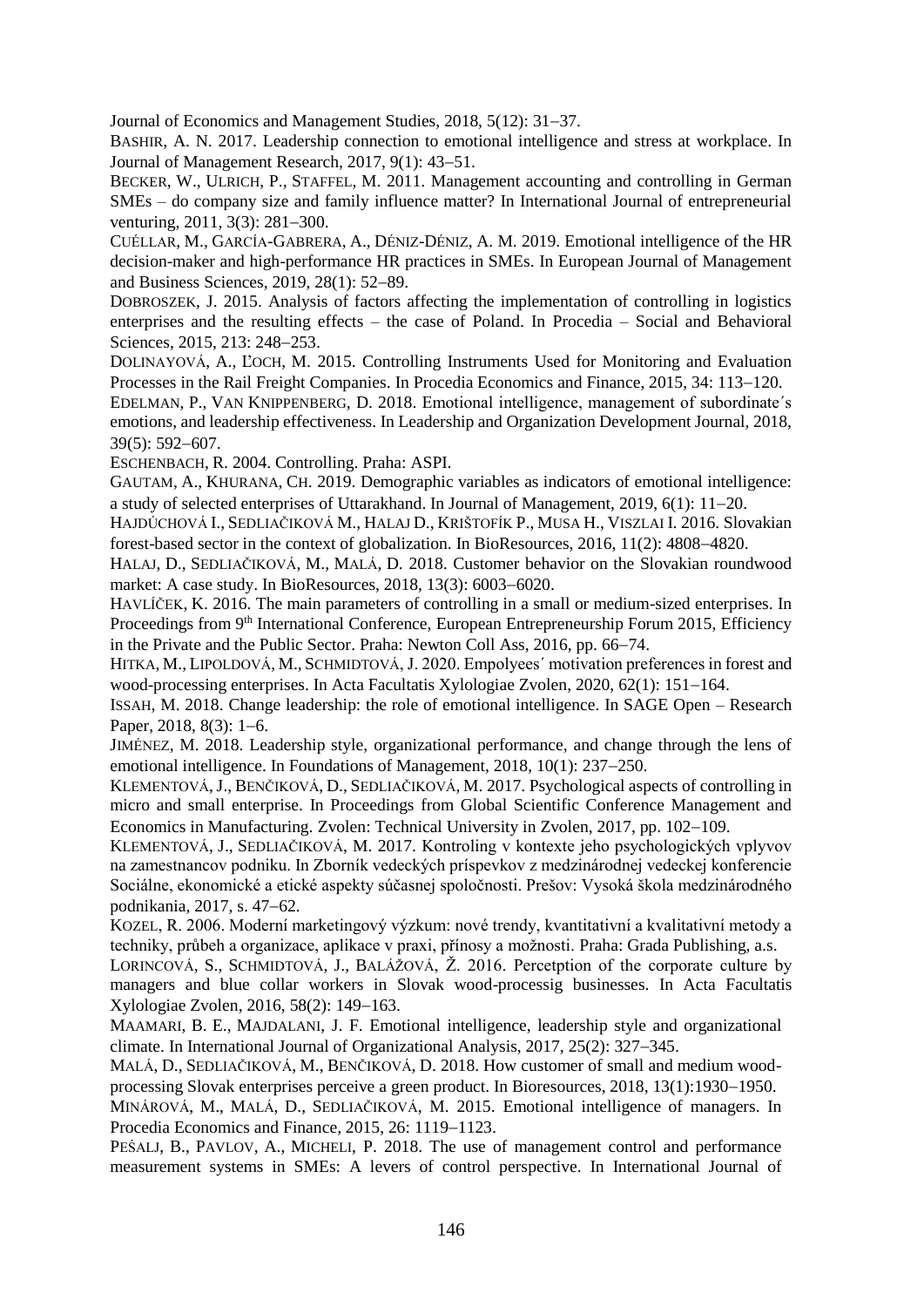Journal of Economics and Management Studies, 2018, 5(12): 31–37.

BASHIR, A. N. 2017. Leadership connection to emotional intelligence and stress at workplace. In Journal of Management Research, 2017, 9(1): 43–51.

BECKER, W., ULRICH, P., STAFFEL, M. 2011. Management accounting and controlling in German SMEs – do company size and family influence matter? In International Journal of entrepreneurial venturing, 2011, 3(3): 281–300.

CUÉLLAR, M., GARCÍA-GABRERA, A., DÉNIZ-DÉNIZ, A. M. 2019. Emotional intelligence of the HR decision-maker and high-performance HR practices in SMEs. In European Journal of Management and Business Sciences, 2019, 28(1): 52–89.

DOBROSZEK, J. 2015. Analysis of factors affecting the implementation of controlling in logistics enterprises and the resulting effects – the case of Poland. In Procedia – Social and Behavioral Sciences, 2015, 213: 248–253.

DOLINAYOVÁ, A., ĽOCH, M. 2015. Controlling Instruments Used for Monitoring and Evaluation Processes in the Rail Freight Companies. In Procedia Economics and Finance, 2015, 34: 113–120.

EDELMAN, P., VAN KNIPPENBERG, D. 2018. Emotional intelligence, management of subordinate´s emotions, and leadership effectiveness. In Leadership and Organization Development Journal, 2018, 39(5): 592–607.

ESCHENBACH, R. 2004. Controlling. Praha: ASPI.

GAUTAM, A., KHURANA, CH. 2019. Demographic variables as indicators of emotional intelligence: a study of selected enterprises of Uttarakhand. In Journal of Management, 2019, 6(1): 11–20.

HAJDÚCHOVÁ I., SEDLIAČIKOVÁ M., HALAJ D., KRIŠTOFÍK P., MUSA H., VISZLAI I. 2016. Slovakian forest-based sector in the context of globalization. In BioResources, 2016, 11(2): 4808–4820.

HALAJ, D., SEDLIAČIKOVÁ, M., MALÁ, D. 2018. Customer behavior on the Slovakian roundwood market: A case study. In BioResources, 2018, 13(3): 6003–6020.

HAVLÍČEK, K. 2016. The main parameters of controlling in a small or medium-sized enterprises. In Proceedings from 9th International Conference, European Entrepreneurship Forum 2015, Efficiency in the Private and the Public Sector. Praha: Newton Coll Ass, 2016, pp. 66–74.

HITKA, M., LIPOLDOVÁ, M., SCHMIDTOVÁ, J. 2020. Empolyees´ motivation preferences in forest and wood-processing enterprises. In Acta Facultatis Xylologiae Zvolen, 2020, 62(1): 151–164.

ISSAH, M. 2018. Change leadership: the role of emotional intelligence. In SAGE Open – Research Paper, 2018, 8(3): 1–6.

JIMÉNEZ, M. 2018. Leadership style, organizational performance, and change through the lens of emotional intelligence. In Foundations of Management, 2018, 10(1): 237–250.

KLEMENTOVÁ, J., BENČIKOVÁ, D., SEDLIAČIKOVÁ, M. 2017. Psychological aspects of controlling in micro and small enterprise. In Proceedings from Global Scientific Conference Management and Economics in Manufacturing. Zvolen: Technical University in Zvolen, 2017, pp. 102–109.

KLEMENTOVÁ, J., SEDLIAČIKOVÁ, M. 2017. Kontroling v kontexte jeho psychologických vplyvov na zamestnancov podniku. In Zborník vedeckých príspevkov z medzinárodnej vedeckej konferencie Sociálne, ekonomické a etické aspekty súčasnej spoločnosti. Prešov: Vysoká škola medzinárodného podnikania, 2017, s. 47–62.

KOZEL, R. 2006. Moderní marketingový výzkum: nové trendy, kvantitativní a kvalitativní metody a techniky, průbeh a organizace, aplikace v praxi, přínosy a možnosti. Praha: Grada Publishing, a.s.

LORINCOVÁ, S., SCHMIDTOVÁ, J., BALÁŽOVÁ, Ž. 2016. Percetption of the corporate culture by managers and blue collar workers in Slovak wood-processig businesses. In Acta Facultatis Xylologiae Zvolen, 2016, 58(2): 149–163.

MAAMARI, B. E., MAJDALANI, J. F. Emotional intelligence, leadership style and organizational climate. In International Journal of Organizational Analysis, 2017, 25(2): 327–345.

MALÁ, D., SEDLIAČIKOVÁ, M., BENČIKOVÁ, D. 2018. How customer of small and medium wood-processing Slovak enterprises perceive a green product. In Bioresources, 2018, 13(1):1930–1950.

MINÁROVÁ, M., MALÁ, D., SEDLIAČIKOVÁ, M. 2015. Emotional intelligence of managers. In Procedia Economics and Finance, 2015, 26: 1119–1123.

PEŠALJ, B., PAVLOV, A., MICHELI, P. 2018. The use of management control and performance measurement systems in SMEs: A levers of control perspective. In International Journal of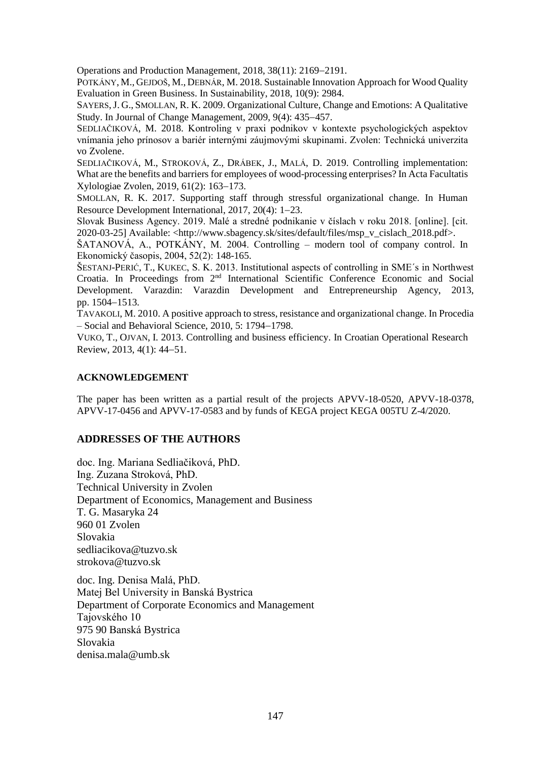Operations and Production Management, 2018, 38(11): 2169–2191.

POTKÁNY, M., GEJDOŠ, M., DEBNÁR, M. 2018. Sustainable Innovation Approach for Wood Quality Evaluation in Green Business. In Sustainability, 2018, 10(9): 2984.

SAYERS, J. G., SMOLLAN, R. K. 2009. Organizational Culture, Change and Emotions: A Qualitative Study. In Journal of Change Management, 2009, 9(4): 435–457.

SEDLIAČIKOVÁ, M. 2018. Kontroling v praxi podnikov v kontexte psychologických aspektov vnímania jeho prínosov a bariér internými záujmovými skupinami. Zvolen: Technická univerzita vo Zvolene.

SEDLIAČIKOVÁ, M., STROKOVÁ, Z., DRÁBEK, J., MALÁ, D. 2019. Controlling implementation: What are the benefits and barriers for employees of wood-processing enterprises? In Acta Facultatis Xylologiae Zvolen, 2019, 61(2): 163–173.

SMOLLAN, R. K. 2017. Supporting staff through stressful organizational change. In Human Resource Development International, 2017, 20(4): 1–23.

Slovak Business Agency. 2019. Malé a stredné podnikanie v číslach v roku 2018. [online]. [cit. 2020-03-25] Available: <http://www.sbagency.sk/sites/default/files/msp_v_cislach_2018.pdf>.

ŠATANOVÁ, A., POTKÁNY, M. 2004. Controlling – modern tool of company control. In Ekonomický časopis, 2004, 52(2): 148-165.

ŠESTANJ-PERIĆ, T., KUKEC, S. K. 2013. Institutional aspects of controlling in SME´s in Northwest Croatia. In Proceedings from 2nd International Scientific Conference Economic and Social Development. Varazdin: Varazdin Development and Entrepreneurship Agency, 2013, pp. 1504–1513.

TAVAKOLI, M. 2010. A positive approach to stress, resistance and organizational change. In Procedia – Social and Behavioral Science, 2010, 5: 1794–1798.

VUKO, T., OJVAN, I. 2013. Controlling and business efficiency. In Croatian Operational Research Review, 2013, 4(1): 44–51.

## ACKNOWLEDGEMENT

The paper has been written as a partial result of the projects APVV-18-0520, APVV-18-0378, APVV-17-0456 and APVV-17-0583 and by funds of KEGA project KEGA 005TU Z-4/2020.

## ADDRESSES OF THE AUTHORS

doc. Ing. Mariana Sedliačiková, PhD.  
Ing. Zuzana Stroková, PhD.  
Technical University in Zvolen  
Department of Economics, Management and Business  
T. G. Masaryka 24  
960 01 Zvolen  
Slovakia  
sedliacikova@tuzvo.sk  
strokova@tuzvo.sk

doc. Ing. Denisa Malá, PhD.  
Matej Bel University in Banská Bystrica  
Department of Corporate Economics and Management  
Tajovského 10  
975 90 Banská Bystrica  
Slovakia  
denisa.mala@umb.sk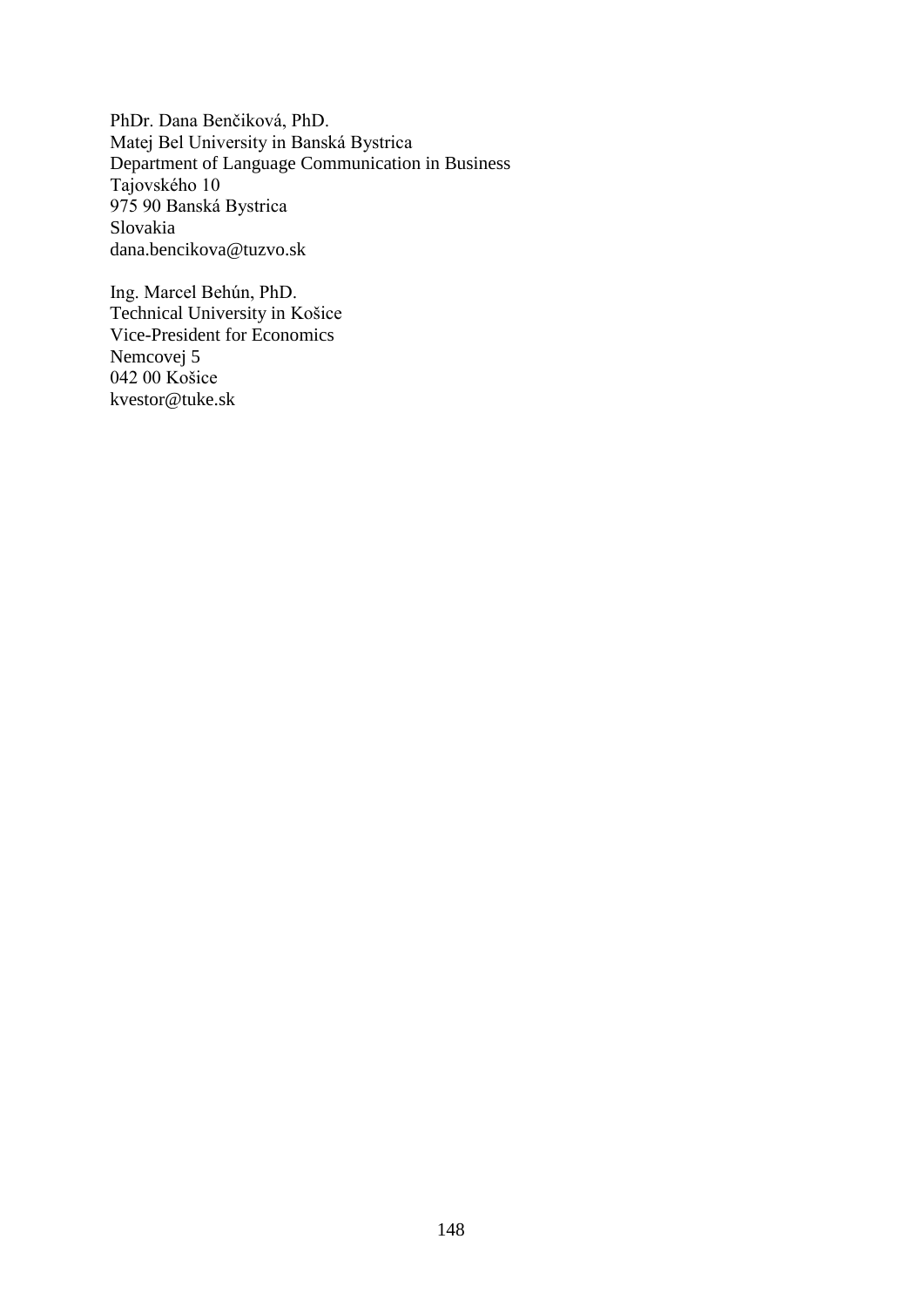PhDr. Dana Benčiková, PhD.
Matej Bel University in Banská Bystrica
Department of Language Communication in Business
Tajovského 10
975 90 Banská Bystrica
Slovakia
dana.bencikova@tuzvo.sk

Ing. Marcel Behún, PhD.
Technical University in Košice
Vice-President for Economics
Nemcovej 5
042 00 Košice
kvestor@tuke.sk